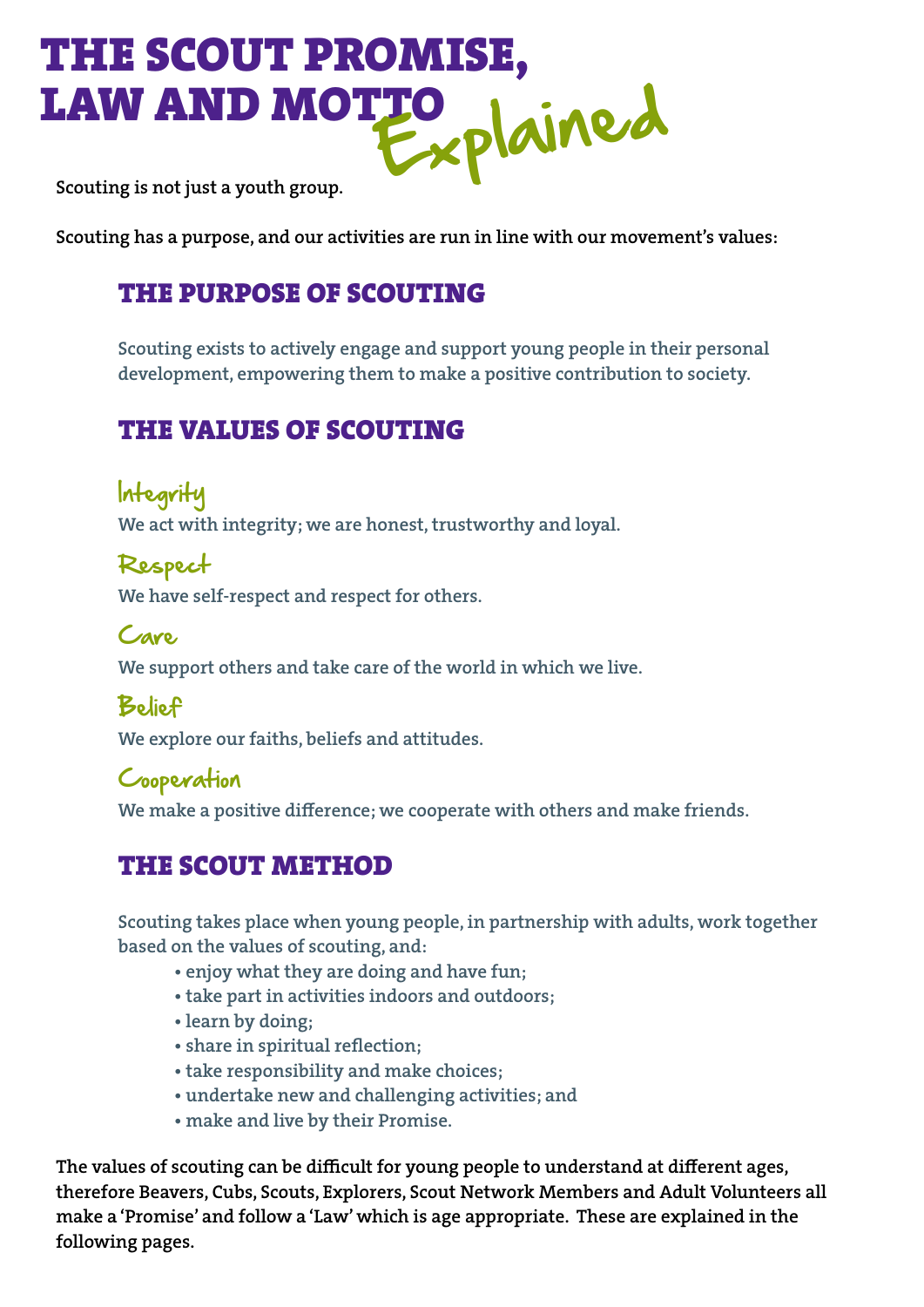# THE SCOUT PROMISE, LAW AND MOTTO *Explained*

Scouting is not just a youth group.

Scouting has a purpose, and our activities are run in line with our movement's values:

## THE PURPOSE OF SCOUTING

Scouting exists to actively engage and support young people in their personal development, empowering them to make a positive contribution to society.

## THE VALUES OF SCOUTING

### Integrity

We act with integrity; we are honest, trustworthy and loyal.

### Respect

We have self-respect and respect for others.

### Care

We support others and take care of the world in which we live.

### Belief

We explore our faiths, beliefs and attitudes.

### Cooperation

We make a positive difference; we cooperate with others and make friends.

## THE SCOUT METHOD

Scouting takes place when young people, in partnership with adults, work together based on the values of scouting, and:

- enjoy what they are doing and have fun;
- take part in activities indoors and outdoors;
- learn by doing;
- share in spiritual reflection;
- take responsibility and make choices;
- undertake new and challenging activities; and
- make and live by their Promise.

The values of scouting can be difficult for young people to understand at different ages, therefore Beavers, Cubs, Scouts, Explorers, Scout Network Members and Adult Volunteers all make a 'Promise' and follow a 'Law' which is age appropriate. These are explained in the following pages.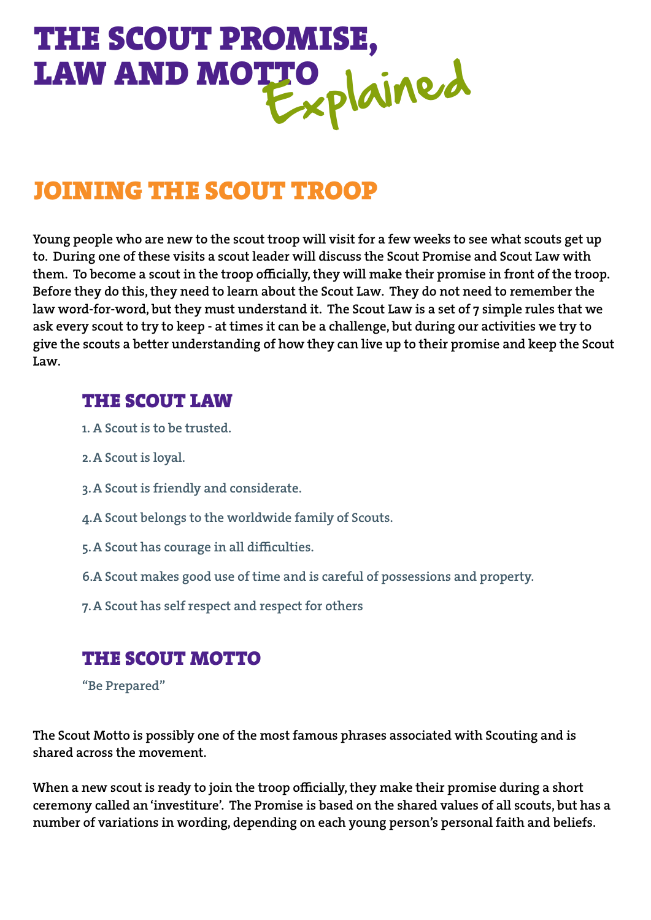# THE SCOUT PROMISE, LAW AND MOTTO *Explained*

## JOINING THE SCOUT TROOP

Young people who are new to the scout troop will visit for a few weeks to see what scouts get up to. During one of these visits a scout leader will discuss the Scout Promise and Scout Law with them. To become a scout in the troop officially, they will make their promise in front of the troop. Before they do this, they need to learn about the Scout Law. They do not need to remember the law word-for-word, but they must understand it. The Scout Law is a set of 7 simple rules that we ask every scout to try to keep - at times it can be a challenge, but during our activities we try to give the scouts a better understanding of how they can live up to their promise and keep the Scout Law.

### THE SCOUT LAW

1. A Scout is to be trusted.
2. A Scout is loyal.
3. A Scout is friendly and considerate.
4. A Scout belongs to the worldwide family of Scouts.
5. A Scout has courage in all difficulties.
6. A Scout makes good use of time and is careful of possessions and property.
7. A Scout has self respect and respect for others

### THE SCOUT MOTTO

"Be Prepared"

The Scout Motto is possibly one of the most famous phrases associated with Scouting and is shared across the movement.

When a new scout is ready to join the troop officially, they make their promise during a short ceremony called an 'investiture'. The Promise is based on the shared values of all scouts, but has a number of variations in wording, depending on each young person's personal faith and beliefs.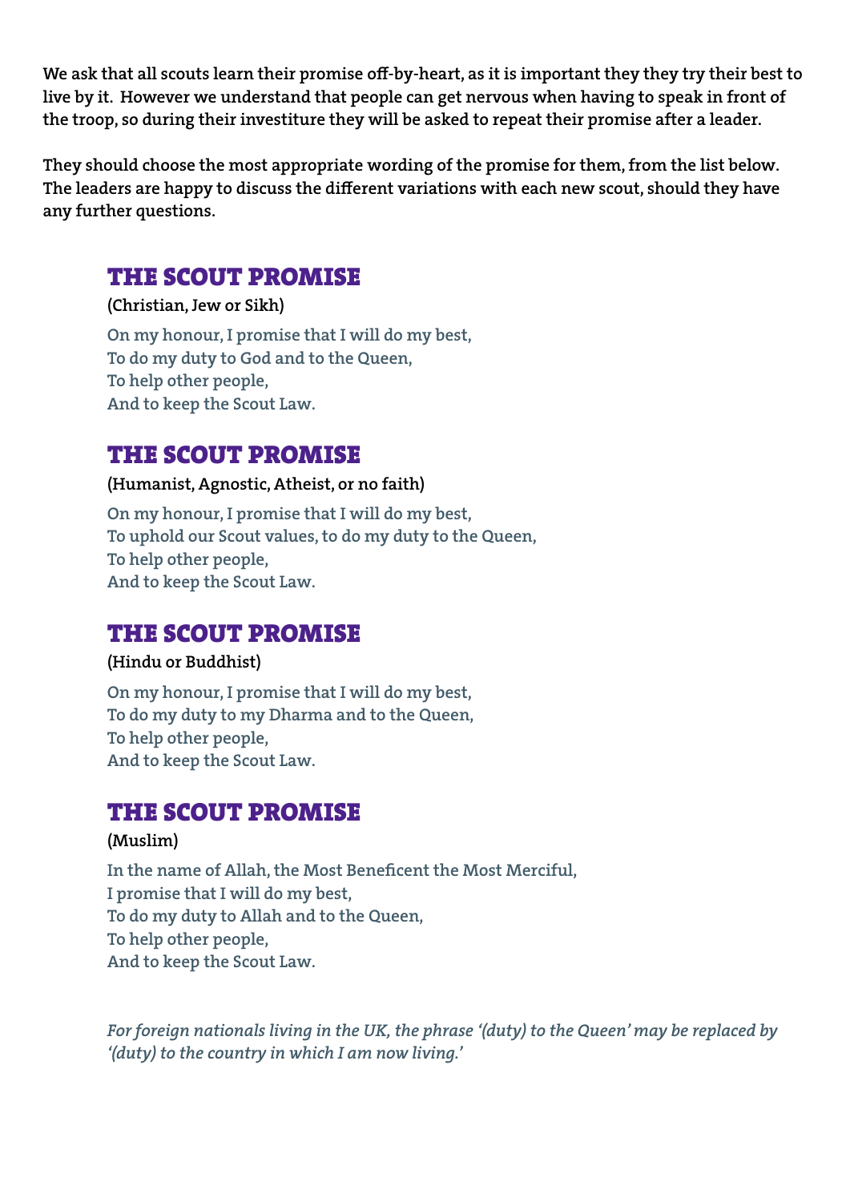**We ask that all scouts learn their promise off-by-heart, as it is important they they try their best to live by it. However we understand that people can get nervous when having to speak in front of the troop, so during their investiture they will be asked to repeat their promise after a leader.**

**They should choose the most appropriate wording of the promise for them, from the list below. The leaders are happy to discuss the different variations with each new scout, should they have any further questions.**

## THE SCOUT PROMISE

**(Christian, Jew or Sikh)**

On my honour, I promise that I will do my best,
To do my duty to God and to the Queen,
To help other people,
And to keep the Scout Law.

## THE SCOUT PROMISE

**(Humanist, Agnostic, Atheist, or no faith)**

On my honour, I promise that I will do my best,
To uphold our Scout values, to do my duty to the Queen,
To help other people,
And to keep the Scout Law.

## THE SCOUT PROMISE

**(Hindu or Buddhist)**

On my honour, I promise that I will do my best,
To do my duty to my Dharma and to the Queen,
To help other people,
And to keep the Scout Law.

## THE SCOUT PROMISE

**(Muslim)**

In the name of Allah, the Most Beneficent the Most Merciful,
I promise that I will do my best,
To do my duty to Allah and to the Queen,
To help other people,
And to keep the Scout Law.

*For foreign nationals living in the UK, the phrase '(duty) to the Queen' may be replaced by '(duty) to the country in which I am now living.'*